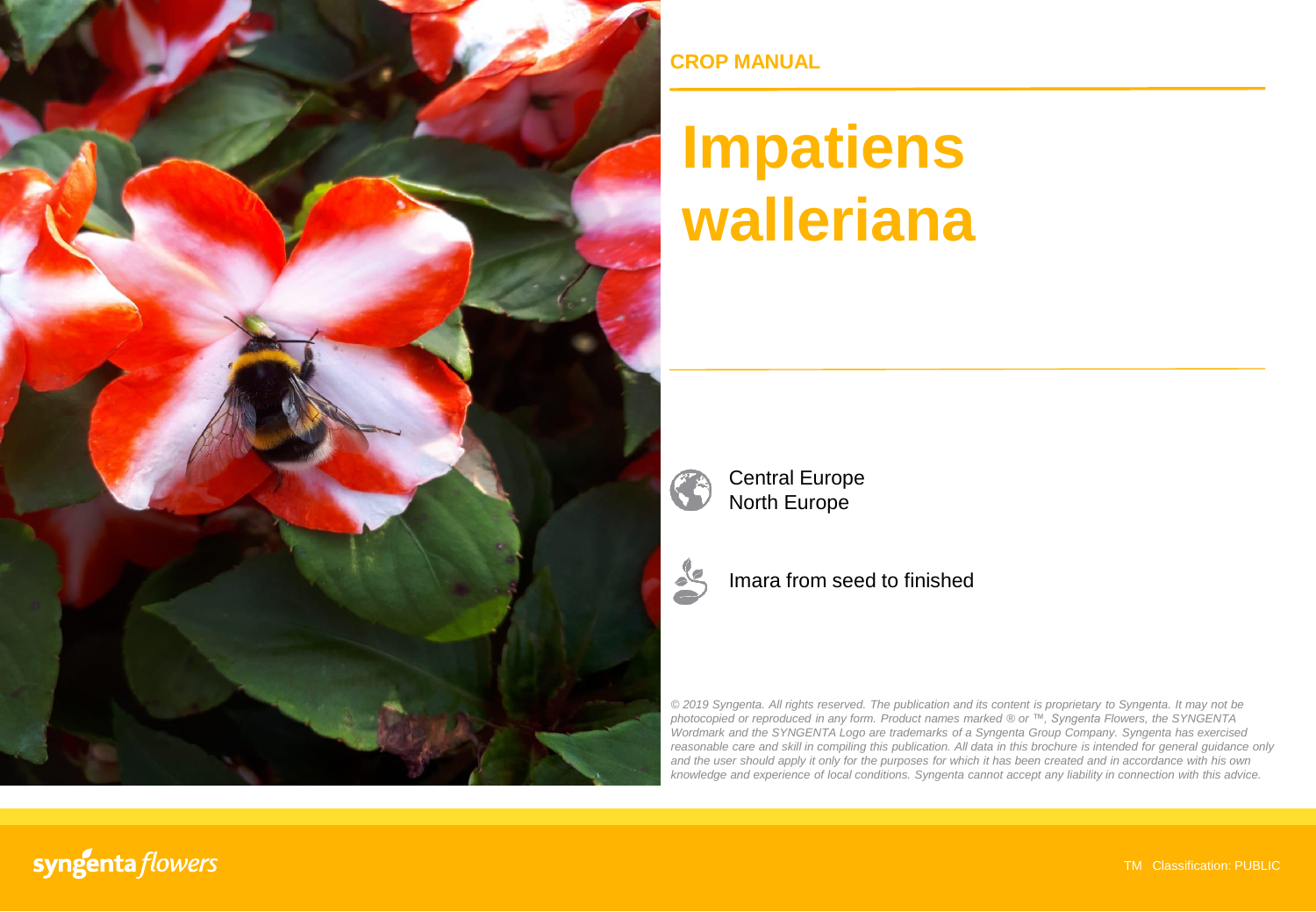CROP MANUAL

# Impatiens walleriana

Central Europe
North Europe

Imara from seed to finished

*© 2019 Syngenta. All rights reserved. The publication and its content is proprietary to Syngenta. It may not be photocopied or reproduced in any form. Product names marked ® or ™, Syngenta Flowers, the SYNGENTA Wordmark and the SYNGENTA Logo are trademarks of a Syngenta Group Company. Syngenta has exercised reasonable care and skill in compiling this publication. All data in this brochure is intended for general guidance only and the user should apply it only for the purposes for which it has been created and in accordance with his own knowledge and experience of local conditions. Syngenta cannot accept any liability in connection with this advice.*

syngenta flowers

TM Classification: PUBLIC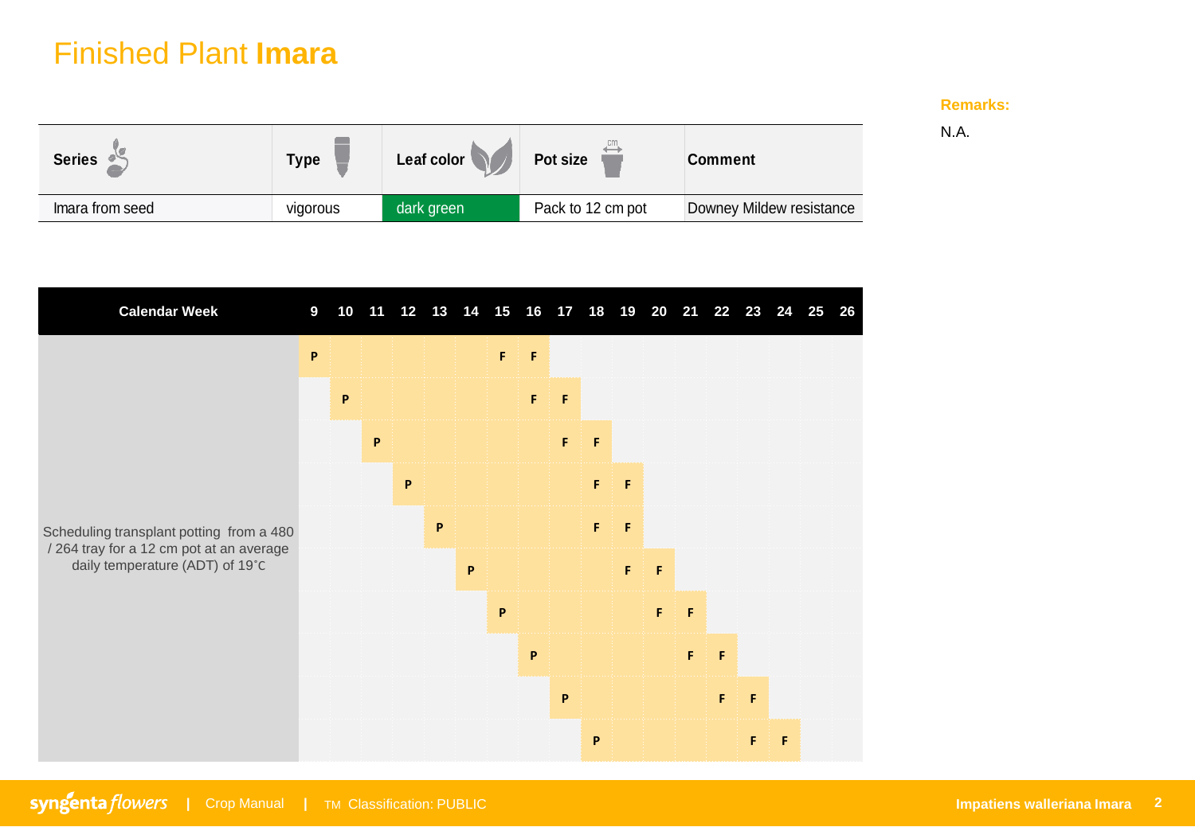# Finished Plant **Imara**

| Series | Type | Leaf color | Pot size | Comment |
|---|---|---|---|---|
| Imara from seed | vigorous | dark green | Pack to 12 cm pot | Downey Mildew resistance |

**Remarks:**

N.A.

| Calendar Week | 9 | 10 | 11 | 12 | 13 | 14 | 15 | 16 | 17 | 18 | 19 | 20 | 21 | 22 | 23 | 24 | 25 | 26 |
|---|---|---|---|---|---|---|---|---|---|---|---|---|---|---|---|---|---|---|
| Scheduling transplant potting from a 480 / 264 tray for a 12 cm pot at an average daily temperature (ADT) of 19˚C | P | | | | | | F | F | | | | | | | | | | |
| | | P | | | | | | F | F | | | | | | | | | |
| | | | P | | | | | | F | F | | | | | | | | |
| | | | | P | | | | | | F | F | | | | | | | |
| | | | | | P | | | | | F | F | | | | | | | |
| | | | | | | P | | | | | F | F | | | | | | |
| | | | | | | | P | | | | | F | F | | | | | |
| | | | | | | | | P | | | | | F | F | | | | |
| | | | | | | | | | P | | | | | F | F | | | |
| | | | | | | | | | | P | | | | | F | F | | |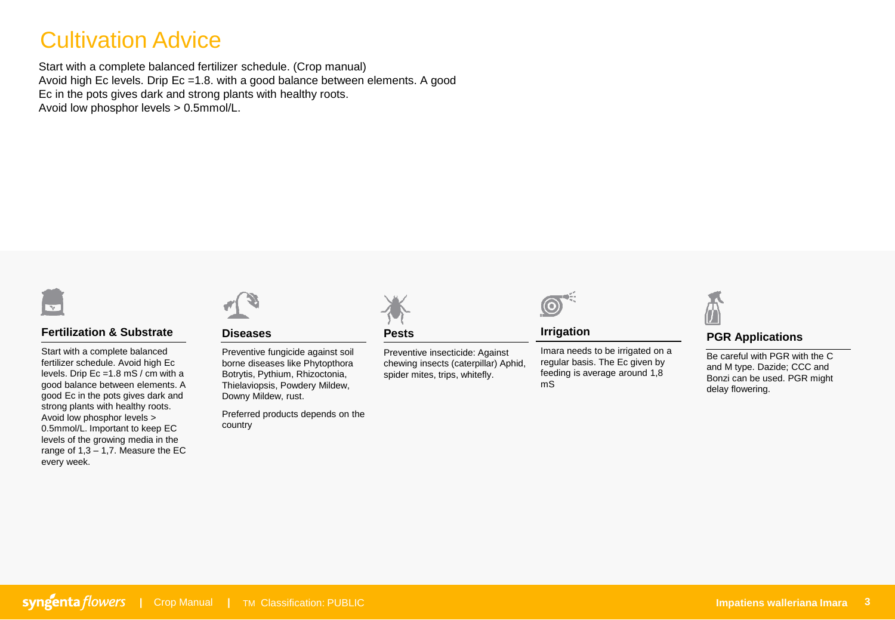# Cultivation Advice

Start with a complete balanced fertilizer schedule. (Crop manual)
Avoid high Ec levels. Drip Ec =1.8. with a good balance between elements. A good Ec in the pots gives dark and strong plants with healthy roots.
Avoid low phosphor levels > 0.5mmol/L.

### Fertilization & Substrate

Start with a complete balanced fertilizer schedule. Avoid high Ec levels. Drip Ec =1.8 mS / cm with a good balance between elements. A good Ec in the pots gives dark and strong plants with healthy roots. Avoid low phosphor levels > 0.5mmol/L. Important to keep EC levels of the growing media in the range of 1,3 – 1,7. Measure the EC every week.

### Diseases

Preventive fungicide against soil borne diseases like Phytopthora Botrytis, Pythium, Rhizoctonia, Thielaviopsis, Powdery Mildew, Downy Mildew, rust.

Preferred products depends on the country

### Pests

Preventive insecticide: Against chewing insects (caterpillar) Aphid, spider mites, trips, whitefly.

### Irrigation

Imara needs to be irrigated on a regular basis. The Ec given by feeding is average around 1,8 mS

### PGR Applications

Be careful with PGR with the C and M type. Dazide; CCC and Bonzi can be used. PGR might delay flowering.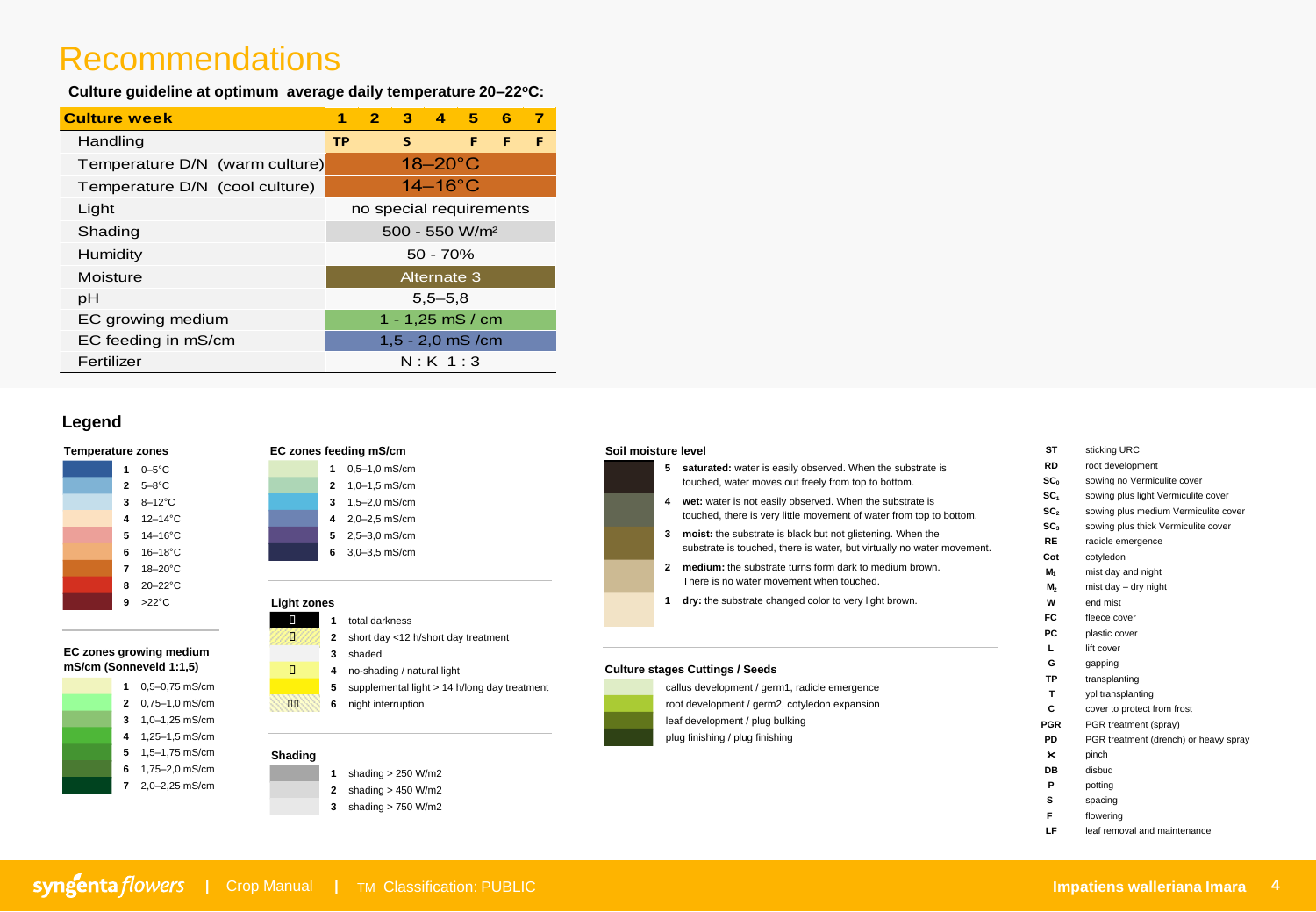# Recommendations

**Culture guideline at optimum average daily temperature 20–22°C:**

| Culture week | 1 | 2 | 3 | 4 | 5 | 6 | 7 |
|---|---|---|---|---|---|---|---|
| Handling | TP | | S | | F | F | F |
| Temperature D/N (warm culture) | 18–20°C | | | | | | |
| Temperature D/N (cool culture) | 14–16°C | | | | | | |
| Light | no special requirements | | | | | | |
| Shading | 500 - 550 W/m² | | | | | | |
| Humidity | 50 - 70% | | | | | | |
| Moisture | Alternate 3 | | | | | | |
| pH | 5,5–5,8 | | | | | | |
| EC growing medium | 1 - 1,25 mS / cm | | | | | | |
| EC feeding in mS/cm | 1,5 - 2,0 mS /cm | | | | | | |
| Fertilizer | N : K 1 : 3 | | | | | | |

## Legend

**Temperature zones**

1 0–5°C
2 5–8°C
3 8–12°C
4 12–14°C
5 14–16°C
6 16–18°C
7 18–20°C
8 20–22°C
9 >22°C

**EC zones growing medium mS/cm (Sonneveld 1:1,5)**

1 0,5–0,75 mS/cm
2 0,75–1,0 mS/cm
3 1,0–1,25 mS/cm
4 1,25–1,5 mS/cm
5 1,5–1,75 mS/cm
6 1,75–2,0 mS/cm
7 2,0–2,25 mS/cm

**EC zones feeding mS/cm**

1 0,5–1,0 mS/cm
2 1,0–1,5 mS/cm
3 1,5–2,0 mS/cm
4 2,0–2,5 mS/cm
5 2,5–3,0 mS/cm
6 3,0–3,5 mS/cm

**Light zones**

1 total darkness
2 short day <12 h/short day treatment
3 shaded
4 no-shading / natural light
5 supplemental light > 14 h/long day treatment
6 night interruption

**Shading**

1 shading > 250 W/m2
2 shading > 450 W/m2
3 shading > 750 W/m2

**Soil moisture level**

5 **saturated:** water is easily observed. When the substrate is touched, water moves out freely from top to bottom.
4 **wet:** water is not easily observed. When the substrate is touched, there is very little movement of water from top to bottom.
3 **moist:** the substrate is black but not glistening. When the substrate is touched, there is water, but virtually no water movement.
2 **medium:** the substrate turns form dark to medium brown. There is no water movement when touched.
1 **dry:** the substrate changed color to very light brown.

**Culture stages Cuttings / Seeds**

callus development / germ1, radicle emergence
root development / germ2, cotyledon expansion
leaf development / plug bulking
plug finishing / plug finishing

**ST** sticking URC
**RD** root development
**$SC_0$** sowing no Vermiculite cover
**$SC_1$** sowing plus light Vermiculite cover
**$SC_2$** sowing plus medium Vermiculite cover
**$SC_3$** sowing plus thick Vermiculite cover
**RE** radicle emergence
**Cot** cotyledon
**$M_1$** mist day and night
**$M_2$** mist day – dry night
**W** end mist
**FC** fleece cover
**PC** plastic cover
**L** lift cover
**G** gapping
**TP** transplanting
**T** ypl transplanting
**C** cover to protect from frost
**PGR** PGR treatment (spray)
**PD** PGR treatment (drench) or heavy spray
**✂** pinch
**DB** disbud
**P** potting
**S** spacing
**F** flowering
**LF** leaf removal and maintenance